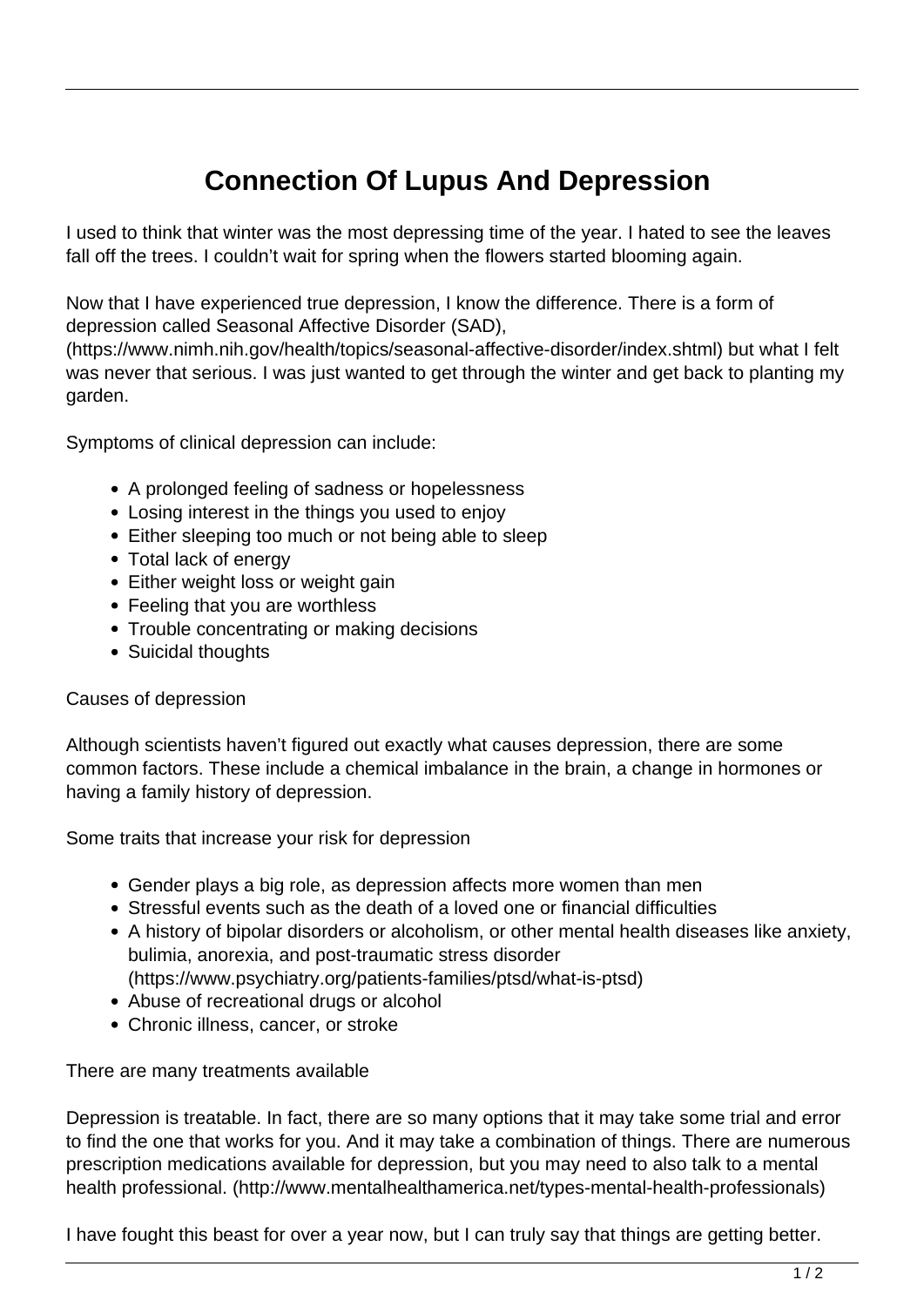# Connection Of Lupus And Depression

I used to think that winter was the most depressing time of the year. I hated to see the leaves fall off the trees. I couldn't wait for spring when the flowers started blooming again.

Now that I have experienced true depression, I know the difference. There is a form of depression called Seasonal Affective Disorder (SAD), (https://www.nimh.nih.gov/health/topics/seasonal-affective-disorder/index.shtml) but what I felt was never that serious. I was just wanted to get through the winter and get back to planting my garden.

Symptoms of clinical depression can include:

- A prolonged feeling of sadness or hopelessness
- Losing interest in the things you used to enjoy
- Either sleeping too much or not being able to sleep
- Total lack of energy
- Either weight loss or weight gain
- Feeling that you are worthless
- Trouble concentrating or making decisions
- Suicidal thoughts

Causes of depression

Although scientists haven't figured out exactly what causes depression, there are some common factors. These include a chemical imbalance in the brain, a change in hormones or having a family history of depression.

Some traits that increase your risk for depression

- Gender plays a big role, as depression affects more women than men
- Stressful events such as the death of a loved one or financial difficulties
- A history of bipolar disorders or alcoholism, or other mental health diseases like anxiety, bulimia, anorexia, and post-traumatic stress disorder (https://www.psychiatry.org/patients-families/ptsd/what-is-ptsd)
- Abuse of recreational drugs or alcohol
- Chronic illness, cancer, or stroke

There are many treatments available

Depression is treatable. In fact, there are so many options that it may take some trial and error to find the one that works for you. And it may take a combination of things. There are numerous prescription medications available for depression, but you may need to also talk to a mental health professional. (http://www.mentalhealthamerica.net/types-mental-health-professionals)

I have fought this beast for over a year now, but I can truly say that things are getting better.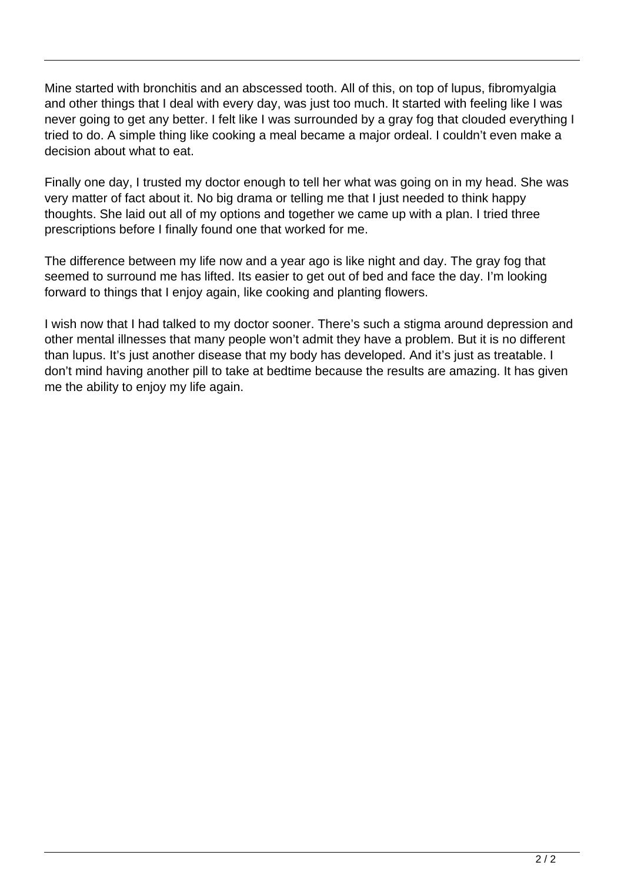Mine started with bronchitis and an abscessed tooth. All of this, on top of lupus, fibromyalgia and other things that I deal with every day, was just too much. It started with feeling like I was never going to get any better. I felt like I was surrounded by a gray fog that clouded everything I tried to do. A simple thing like cooking a meal became a major ordeal. I couldn't even make a decision about what to eat.

Finally one day, I trusted my doctor enough to tell her what was going on in my head. She was very matter of fact about it. No big drama or telling me that I just needed to think happy thoughts. She laid out all of my options and together we came up with a plan. I tried three prescriptions before I finally found one that worked for me.

The difference between my life now and a year ago is like night and day. The gray fog that seemed to surround me has lifted. Its easier to get out of bed and face the day. I'm looking forward to things that I enjoy again, like cooking and planting flowers.

I wish now that I had talked to my doctor sooner. There's such a stigma around depression and other mental illnesses that many people won't admit they have a problem. But it is no different than lupus. It's just another disease that my body has developed. And it's just as treatable. I don't mind having another pill to take at bedtime because the results are amazing. It has given me the ability to enjoy my life again.